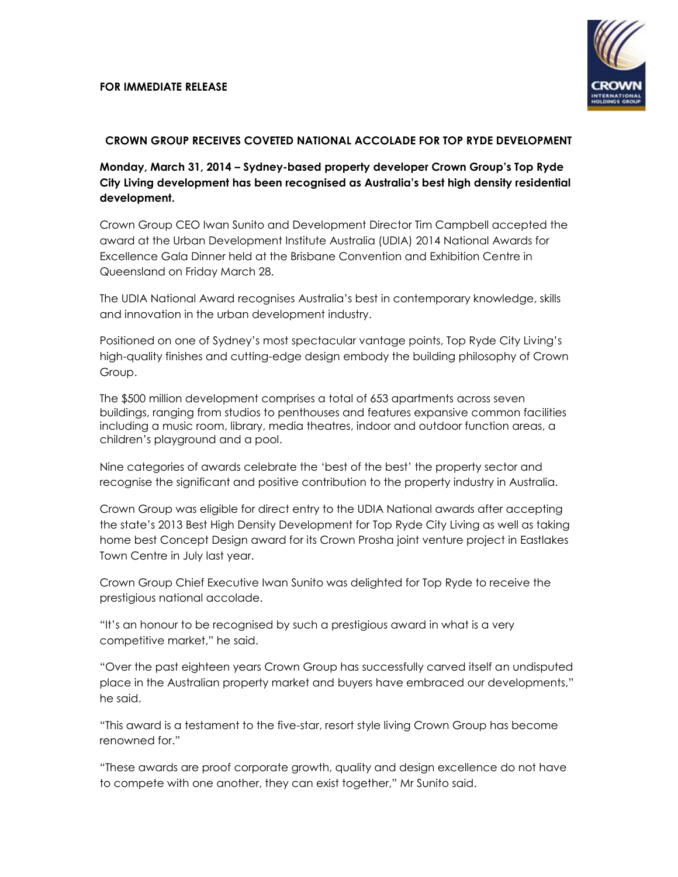**FOR IMMEDIATE RELEASE**

## CROWN GROUP RECEIVES COVETED NATIONAL ACCOLADE FOR TOP RYDE DEVELOPMENT

**Monday, March 31, 2014 – Sydney-based property developer Crown Group's Top Ryde City Living development has been recognised as Australia's best high density residential development.**

Crown Group CEO Iwan Sunito and Development Director Tim Campbell accepted the award at the Urban Development Institute Australia (UDIA) 2014 National Awards for Excellence Gala Dinner held at the Brisbane Convention and Exhibition Centre in Queensland on Friday March 28.

The UDIA National Award recognises Australia's best in contemporary knowledge, skills and innovation in the urban development industry.

Positioned on one of Sydney's most spectacular vantage points, Top Ryde City Living's high-quality finishes and cutting-edge design embody the building philosophy of Crown Group.

The $500 million development comprises a total of 653 apartments across seven buildings, ranging from studios to penthouses and features expansive common facilities including a music room, library, media theatres, indoor and outdoor function areas, a children's playground and a pool.

Nine categories of awards celebrate the 'best of the best' the property sector and recognise the significant and positive contribution to the property industry in Australia.

Crown Group was eligible for direct entry to the UDIA National awards after accepting the state's 2013 Best High Density Development for Top Ryde City Living as well as taking home best Concept Design award for its Crown Prosha joint venture project in Eastlakes Town Centre in July last year.

Crown Group Chief Executive Iwan Sunito was delighted for Top Ryde to receive the prestigious national accolade.

"It's an honour to be recognised by such a prestigious award in what is a very competitive market," he said.

"Over the past eighteen years Crown Group has successfully carved itself an undisputed place in the Australian property market and buyers have embraced our developments," he said.

"This award is a testament to the five-star, resort style living Crown Group has become renowned for."

"These awards are proof corporate growth, quality and design excellence do not have to compete with one another, they can exist together," Mr Sunito said.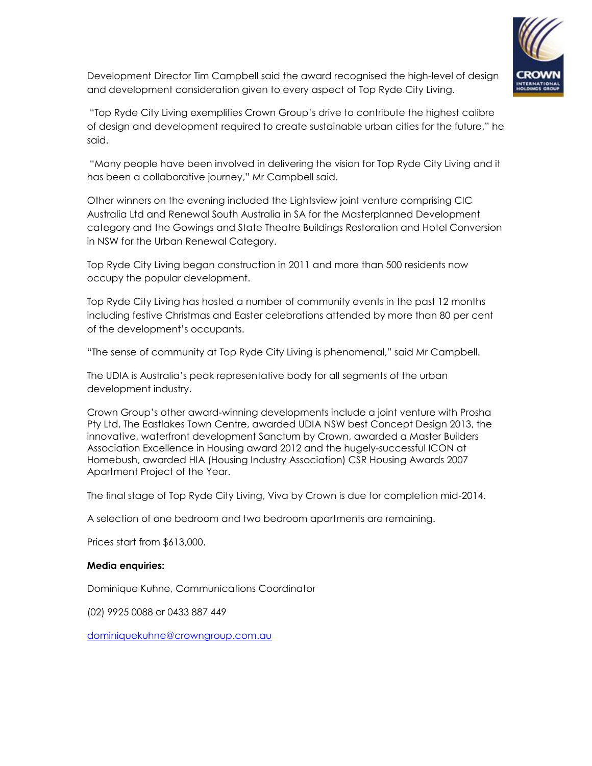Development Director Tim Campbell said the award recognised the high-level of design and development consideration given to every aspect of Top Ryde City Living.

"Top Ryde City Living exemplifies Crown Group's drive to contribute the highest calibre of design and development required to create sustainable urban cities for the future," he said.

"Many people have been involved in delivering the vision for Top Ryde City Living and it has been a collaborative journey," Mr Campbell said.

Other winners on the evening included the Lightsview joint venture comprising CIC Australia Ltd and Renewal South Australia in SA for the Masterplanned Development category and the Gowings and State Theatre Buildings Restoration and Hotel Conversion in NSW for the Urban Renewal Category.

Top Ryde City Living began construction in 2011 and more than 500 residents now occupy the popular development.

Top Ryde City Living has hosted a number of community events in the past 12 months including festive Christmas and Easter celebrations attended by more than 80 per cent of the development's occupants.

"The sense of community at Top Ryde City Living is phenomenal," said Mr Campbell.

The UDIA is Australia's peak representative body for all segments of the urban development industry.

Crown Group's other award-winning developments include a joint venture with Prosha Pty Ltd, The Eastlakes Town Centre, awarded UDIA NSW best Concept Design 2013, the innovative, waterfront development Sanctum by Crown, awarded a Master Builders Association Excellence in Housing award 2012 and the hugely-successful ICON at Homebush, awarded HIA (Housing Industry Association) CSR Housing Awards 2007 Apartment Project of the Year.

The final stage of Top Ryde City Living, Viva by Crown is due for completion mid-2014.

A selection of one bedroom and two bedroom apartments are remaining.

Prices start from $613,000.

**Media enquiries:**

Dominique Kuhne, Communications Coordinator

(02) 9925 0088 or 0433 887 449

dominiquekuhne@crowngroup.com.au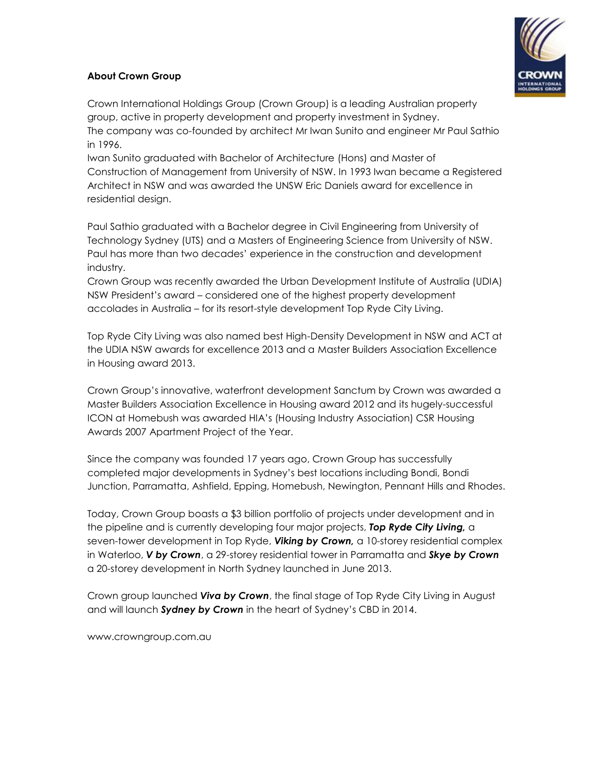**About Crown Group**

Crown International Holdings Group (Crown Group) is a leading Australian property group, active in property development and property investment in Sydney.
The company was co-founded by architect Mr Iwan Sunito and engineer Mr Paul Sathio in 1996.
Iwan Sunito graduated with Bachelor of Architecture (Hons) and Master of Construction of Management from University of NSW. In 1993 Iwan became a Registered Architect in NSW and was awarded the UNSW Eric Daniels award for excellence in residential design.

Paul Sathio graduated with a Bachelor degree in Civil Engineering from University of Technology Sydney (UTS) and a Masters of Engineering Science from University of NSW. Paul has more than two decades' experience in the construction and development industry.
Crown Group was recently awarded the Urban Development Institute of Australia (UDIA) NSW President's award – considered one of the highest property development accolades in Australia – for its resort-style development Top Ryde City Living.

Top Ryde City Living was also named best High-Density Development in NSW and ACT at the UDIA NSW awards for excellence 2013 and a Master Builders Association Excellence in Housing award 2013.

Crown Group's innovative, waterfront development Sanctum by Crown was awarded a Master Builders Association Excellence in Housing award 2012 and its hugely-successful ICON at Homebush was awarded HIA's (Housing Industry Association) CSR Housing Awards 2007 Apartment Project of the Year.

Since the company was founded 17 years ago, Crown Group has successfully completed major developments in Sydney's best locations including Bondi, Bondi Junction, Parramatta, Ashfield, Epping, Homebush, Newington, Pennant Hills and Rhodes.

Today, Crown Group boasts a $3 billion portfolio of projects under development and in the pipeline and is currently developing four major projects, ***Top Ryde City Living,*** a seven-tower development in Top Ryde, ***Viking by Crown,*** a 10-storey residential complex in Waterloo, ***V by Crown***, a 29-storey residential tower in Parramatta and ***Skye by Crown*** a 20-storey development in North Sydney launched in June 2013.

Crown group launched ***Viva by Crown***, the final stage of Top Ryde City Living in August and will launch ***Sydney by Crown*** in the heart of Sydney's CBD in 2014.

www.crowngroup.com.au